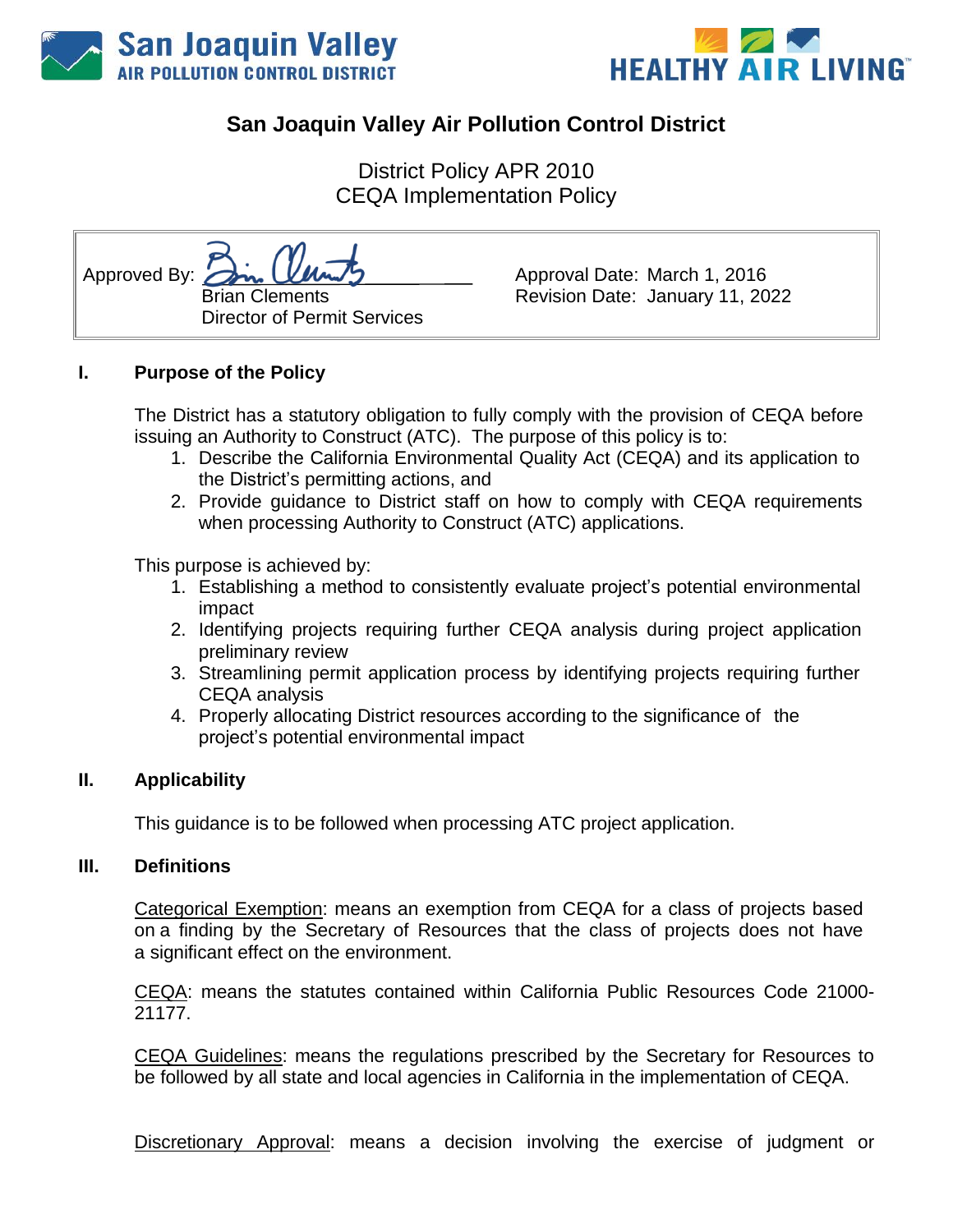San Joaquin Valley AIR POLLUTION CONTROL DISTRICT

HEALTHY AIR LIVING™

# San Joaquin Valley Air Pollution Control District

District Policy APR 2010
CEQA Implementation Policy

| Approved By: Brian Clements, Director of Permit Services | Approval Date: March 1, 2016<br>Revision Date: January 11, 2022 |
|---|---|

## I. Purpose of the Policy

The District has a statutory obligation to fully comply with the provision of CEQA before issuing an Authority to Construct (ATC). The purpose of this policy is to:

1. Describe the California Environmental Quality Act (CEQA) and its application to the District's permitting actions, and
2. Provide guidance to District staff on how to comply with CEQA requirements when processing Authority to Construct (ATC) applications.

This purpose is achieved by:

1. Establishing a method to consistently evaluate project's potential environmental impact
2. Identifying projects requiring further CEQA analysis during project application preliminary review
3. Streamlining permit application process by identifying projects requiring further CEQA analysis
4. Properly allocating District resources according to the significance of the project's potential environmental impact

## II. Applicability

This guidance is to be followed when processing ATC project application.

## III. Definitions

<u>Categorical Exemption</u>: means an exemption from CEQA for a class of projects based on a finding by the Secretary of Resources that the class of projects does not have a significant effect on the environment.

<u>CEQA</u>: means the statutes contained within California Public Resources Code 21000-21177.

<u>CEQA Guidelines</u>: means the regulations prescribed by the Secretary for Resources to be followed by all state and local agencies in California in the implementation of CEQA.

<u>Discretionary Approval</u>: means a decision involving the exercise of judgment or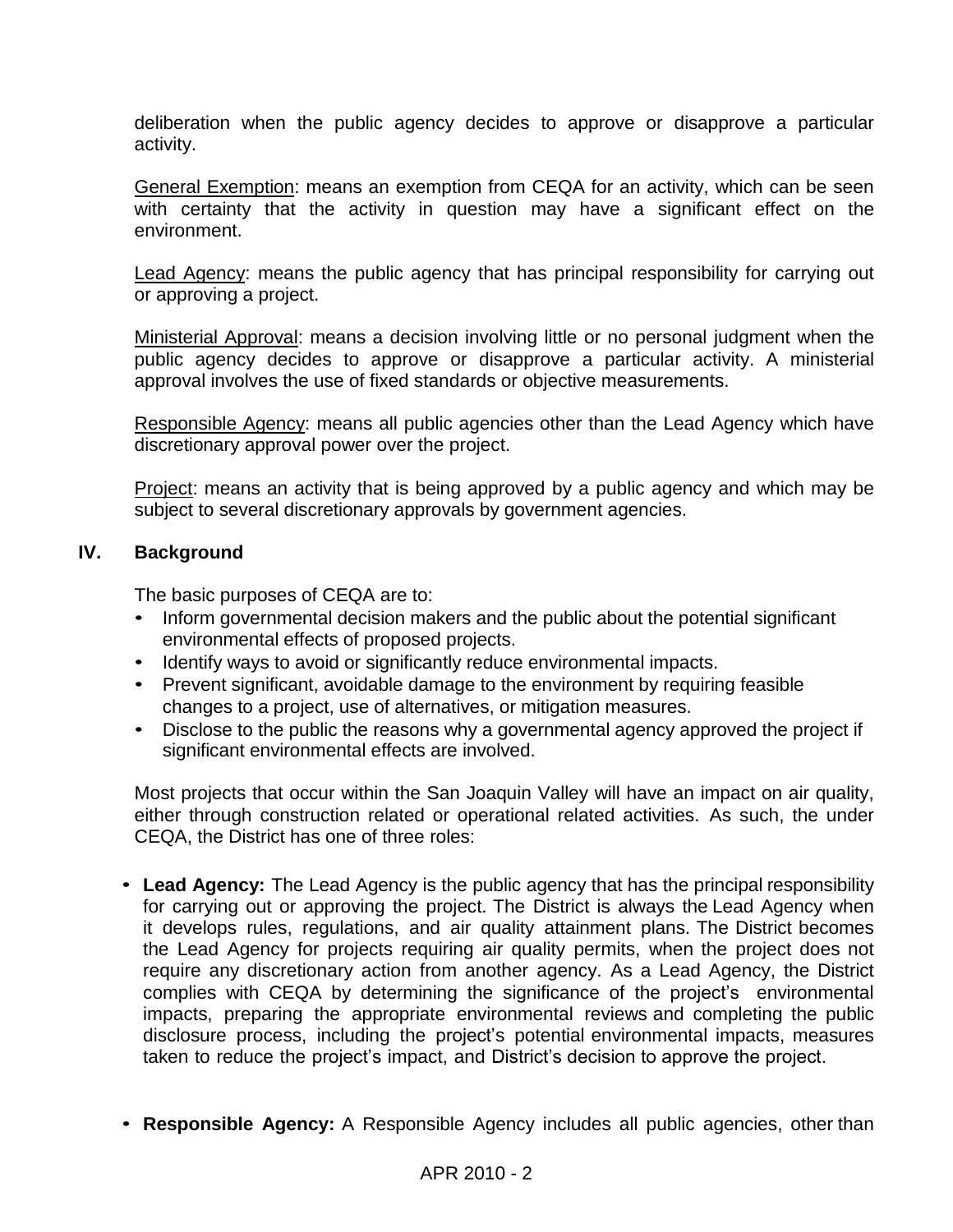deliberation when the public agency decides to approve or disapprove a particular activity.

General Exemption: means an exemption from CEQA for an activity, which can be seen with certainty that the activity in question may have a significant effect on the environment.

Lead Agency: means the public agency that has principal responsibility for carrying out or approving a project.

Ministerial Approval: means a decision involving little or no personal judgment when the public agency decides to approve or disapprove a particular activity. A ministerial approval involves the use of fixed standards or objective measurements.

Responsible Agency: means all public agencies other than the Lead Agency which have discretionary approval power over the project.

Project: means an activity that is being approved by a public agency and which may be subject to several discretionary approvals by government agencies.

## IV. Background

The basic purposes of CEQA are to:

- Inform governmental decision makers and the public about the potential significant environmental effects of proposed projects.
- Identify ways to avoid or significantly reduce environmental impacts.
- Prevent significant, avoidable damage to the environment by requiring feasible changes to a project, use of alternatives, or mitigation measures.
- Disclose to the public the reasons why a governmental agency approved the project if significant environmental effects are involved.

Most projects that occur within the San Joaquin Valley will have an impact on air quality, either through construction related or operational related activities. As such, the under CEQA, the District has one of three roles:

- **Lead Agency:** The Lead Agency is the public agency that has the principal responsibility for carrying out or approving the project. The District is always the Lead Agency when it develops rules, regulations, and air quality attainment plans. The District becomes the Lead Agency for projects requiring air quality permits, when the project does not require any discretionary action from another agency. As a Lead Agency, the District complies with CEQA by determining the significance of the project's environmental impacts, preparing the appropriate environmental reviews and completing the public disclosure process, including the project's potential environmental impacts, measures taken to reduce the project's impact, and District's decision to approve the project.

- **Responsible Agency:** A Responsible Agency includes all public agencies, other than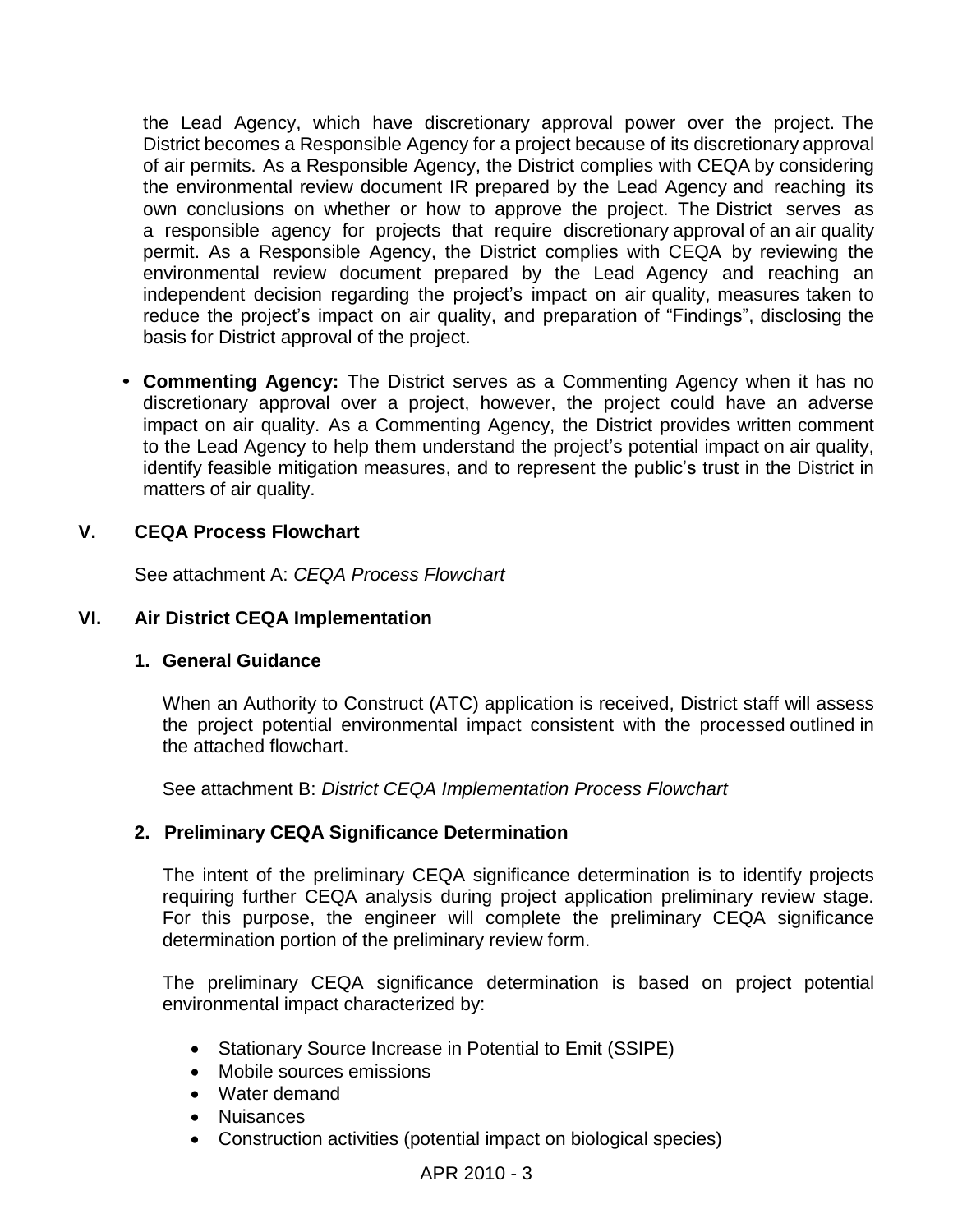the Lead Agency, which have discretionary approval power over the project. The District becomes a Responsible Agency for a project because of its discretionary approval of air permits. As a Responsible Agency, the District complies with CEQA by considering the environmental review document IR prepared by the Lead Agency and reaching its own conclusions on whether or how to approve the project. The District serves as a responsible agency for projects that require discretionary approval of an air quality permit. As a Responsible Agency, the District complies with CEQA by reviewing the environmental review document prepared by the Lead Agency and reaching an independent decision regarding the project's impact on air quality, measures taken to reduce the project's impact on air quality, and preparation of "Findings", disclosing the basis for District approval of the project.

- **Commenting Agency:** The District serves as a Commenting Agency when it has no discretionary approval over a project, however, the project could have an adverse impact on air quality. As a Commenting Agency, the District provides written comment to the Lead Agency to help them understand the project's potential impact on air quality, identify feasible mitigation measures, and to represent the public's trust in the District in matters of air quality.

## V. CEQA Process Flowchart

See attachment A: *CEQA Process Flowchart*

## VI. Air District CEQA Implementation

### 1. General Guidance

When an Authority to Construct (ATC) application is received, District staff will assess the project potential environmental impact consistent with the processed outlined in the attached flowchart.

See attachment B: *District CEQA Implementation Process Flowchart*

### 2. Preliminary CEQA Significance Determination

The intent of the preliminary CEQA significance determination is to identify projects requiring further CEQA analysis during project application preliminary review stage. For this purpose, the engineer will complete the preliminary CEQA significance determination portion of the preliminary review form.

The preliminary CEQA significance determination is based on project potential environmental impact characterized by:

- Stationary Source Increase in Potential to Emit (SSIPE)
- Mobile sources emissions
- Water demand
- Nuisances
- Construction activities (potential impact on biological species)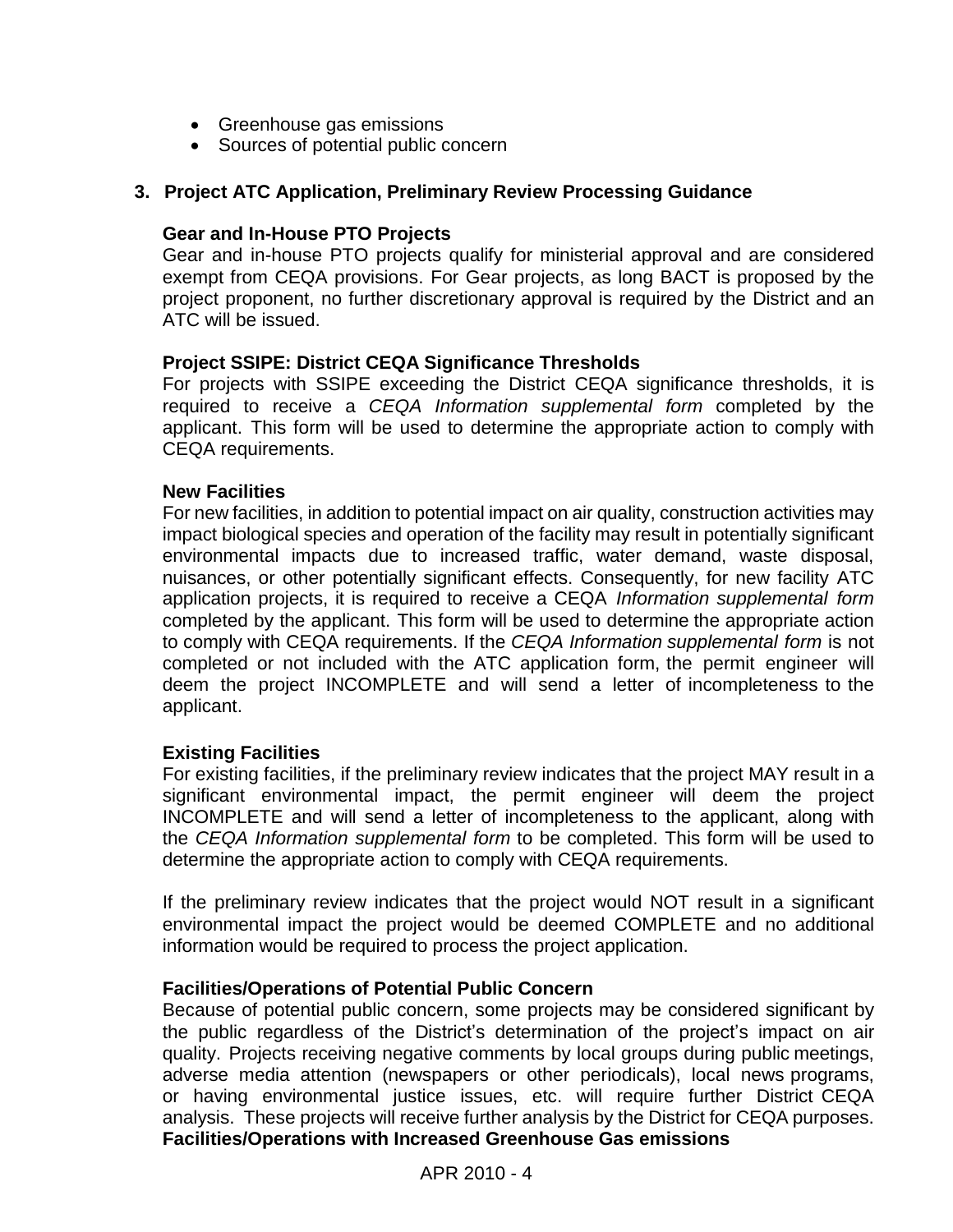- Greenhouse gas emissions
- Sources of potential public concern

## 3. Project ATC Application, Preliminary Review Processing Guidance

**Gear and In-House PTO Projects**

Gear and in-house PTO projects qualify for ministerial approval and are considered exempt from CEQA provisions. For Gear projects, as long BACT is proposed by the project proponent, no further discretionary approval is required by the District and an ATC will be issued.

**Project SSIPE: District CEQA Significance Thresholds**

For projects with SSIPE exceeding the District CEQA significance thresholds, it is required to receive a *CEQA Information supplemental form* completed by the applicant. This form will be used to determine the appropriate action to comply with CEQA requirements.

**New Facilities**

For new facilities, in addition to potential impact on air quality, construction activities may impact biological species and operation of the facility may result in potentially significant environmental impacts due to increased traffic, water demand, waste disposal, nuisances, or other potentially significant effects. Consequently, for new facility ATC application projects, it is required to receive a CEQA *Information supplemental form* completed by the applicant. This form will be used to determine the appropriate action to comply with CEQA requirements. If the *CEQA Information supplemental form* is not completed or not included with the ATC application form, the permit engineer will deem the project INCOMPLETE and will send a letter of incompleteness to the applicant.

**Existing Facilities**

For existing facilities, if the preliminary review indicates that the project MAY result in a significant environmental impact, the permit engineer will deem the project INCOMPLETE and will send a letter of incompleteness to the applicant, along with the *CEQA Information supplemental form* to be completed. This form will be used to determine the appropriate action to comply with CEQA requirements.

If the preliminary review indicates that the project would NOT result in a significant environmental impact the project would be deemed COMPLETE and no additional information would be required to process the project application.

**Facilities/Operations of Potential Public Concern**

Because of potential public concern, some projects may be considered significant by the public regardless of the District's determination of the project's impact on air quality. Projects receiving negative comments by local groups during public meetings, adverse media attention (newspapers or other periodicals), local news programs, or having environmental justice issues, etc. will require further District CEQA analysis. These projects will receive further analysis by the District for CEQA purposes.

**Facilities/Operations with Increased Greenhouse Gas emissions**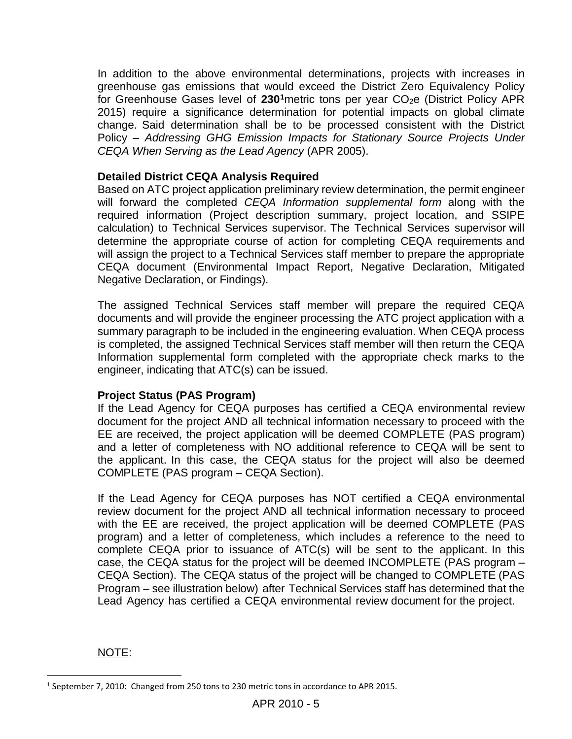In addition to the above environmental determinations, projects with increases in greenhouse gas emissions that would exceed the District Zero Equivalency Policy for Greenhouse Gases level of **230**[1] metric tons per year $CO_2e$ (District Policy APR 2015) require a significance determination for potential impacts on global climate change. Said determination shall be to be processed consistent with the District Policy – *Addressing GHG Emission Impacts for Stationary Source Projects Under CEQA When Serving as the Lead Agency* (APR 2005).

**Detailed District CEQA Analysis Required**

Based on ATC project application preliminary review determination, the permit engineer will forward the completed *CEQA Information supplemental form* along with the required information (Project description summary, project location, and SSIPE calculation) to Technical Services supervisor. The Technical Services supervisor will determine the appropriate course of action for completing CEQA requirements and will assign the project to a Technical Services staff member to prepare the appropriate CEQA document (Environmental Impact Report, Negative Declaration, Mitigated Negative Declaration, or Findings).

The assigned Technical Services staff member will prepare the required CEQA documents and will provide the engineer processing the ATC project application with a summary paragraph to be included in the engineering evaluation. When CEQA process is completed, the assigned Technical Services staff member will then return the CEQA Information supplemental form completed with the appropriate check marks to the engineer, indicating that ATC(s) can be issued.

**Project Status (PAS Program)**

If the Lead Agency for CEQA purposes has certified a CEQA environmental review document for the project AND all technical information necessary to proceed with the EE are received, the project application will be deemed COMPLETE (PAS program) and a letter of completeness with NO additional reference to CEQA will be sent to the applicant. In this case, the CEQA status for the project will also be deemed COMPLETE (PAS program – CEQA Section).

If the Lead Agency for CEQA purposes has NOT certified a CEQA environmental review document for the project AND all technical information necessary to proceed with the EE are received, the project application will be deemed COMPLETE (PAS program) and a letter of completeness, which includes a reference to the need to complete CEQA prior to issuance of ATC(s) will be sent to the applicant. In this case, the CEQA status for the project will be deemed INCOMPLETE (PAS program – CEQA Section). The CEQA status of the project will be changed to COMPLETE (PAS Program – see illustration below) after Technical Services staff has determined that the Lead Agency has certified a CEQA environmental review document for the project.

NOTE:

[1] September 7, 2010: Changed from 250 tons to 230 metric tons in accordance to APR 2015.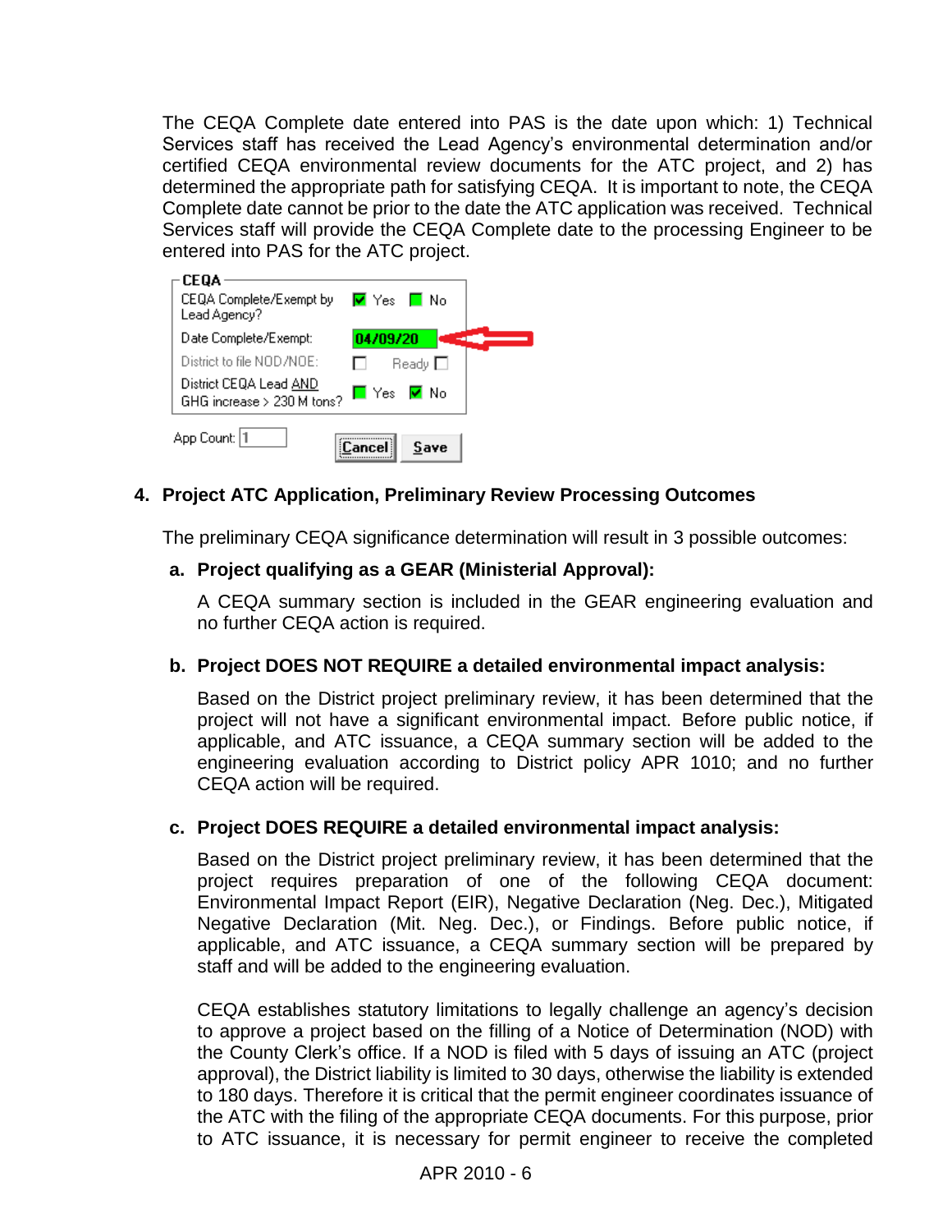The CEQA Complete date entered into PAS is the date upon which: 1) Technical Services staff has received the Lead Agency's environmental determination and/or certified CEQA environmental review documents for the ATC project, and 2) has determined the appropriate path for satisfying CEQA. It is important to note, the CEQA Complete date cannot be prior to the date the ATC application was received. Technical Services staff will provide the CEQA Complete date to the processing Engineer to be entered into PAS for the ATC project.

## 4. Project ATC Application, Preliminary Review Processing Outcomes

The preliminary CEQA significance determination will result in 3 possible outcomes:

### a. Project qualifying as a GEAR (Ministerial Approval):

A CEQA summary section is included in the GEAR engineering evaluation and no further CEQA action is required.

### b. Project DOES NOT REQUIRE a detailed environmental impact analysis:

Based on the District project preliminary review, it has been determined that the project will not have a significant environmental impact. Before public notice, if applicable, and ATC issuance, a CEQA summary section will be added to the engineering evaluation according to District policy APR 1010; and no further CEQA action will be required.

### c. Project DOES REQUIRE a detailed environmental impact analysis:

Based on the District project preliminary review, it has been determined that the project requires preparation of one of the following CEQA document: Environmental Impact Report (EIR), Negative Declaration (Neg. Dec.), Mitigated Negative Declaration (Mit. Neg. Dec.), or Findings. Before public notice, if applicable, and ATC issuance, a CEQA summary section will be prepared by staff and will be added to the engineering evaluation.

CEQA establishes statutory limitations to legally challenge an agency's decision to approve a project based on the filling of a Notice of Determination (NOD) with the County Clerk's office. If a NOD is filed with 5 days of issuing an ATC (project approval), the District liability is limited to 30 days, otherwise the liability is extended to 180 days. Therefore it is critical that the permit engineer coordinates issuance of the ATC with the filing of the appropriate CEQA documents. For this purpose, prior to ATC issuance, it is necessary for permit engineer to receive the completed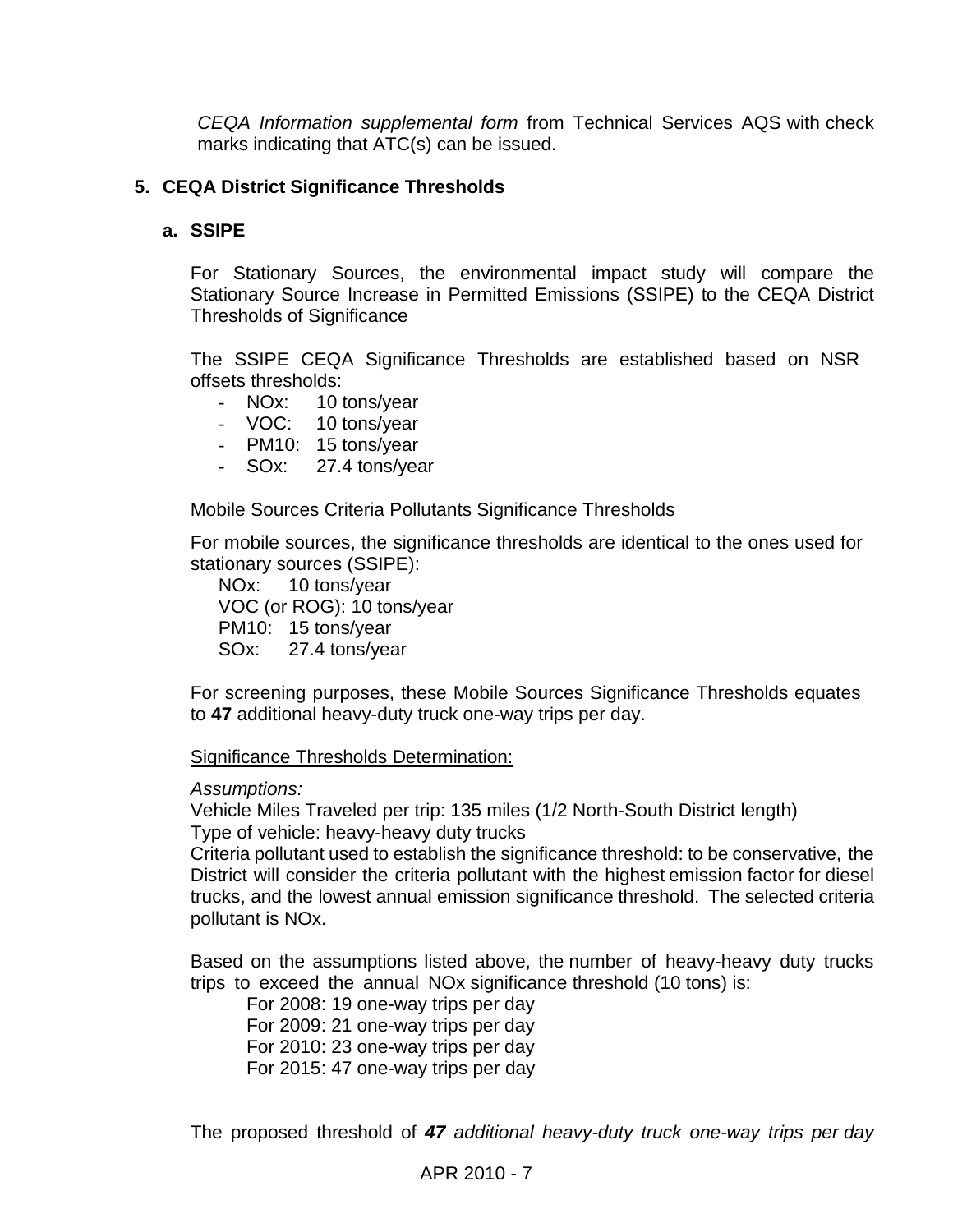*CEQA Information supplemental form* from Technical Services AQS with check marks indicating that ATC(s) can be issued.

## 5. CEQA District Significance Thresholds

### a. SSIPE

For Stationary Sources, the environmental impact study will compare the Stationary Source Increase in Permitted Emissions (SSIPE) to the CEQA District Thresholds of Significance

The SSIPE CEQA Significance Thresholds are established based on NSR offsets thresholds:

- NOx: 10 tons/year
- VOC: 10 tons/year
- PM10: 15 tons/year
- SOx: 27.4 tons/year

Mobile Sources Criteria Pollutants Significance Thresholds

For mobile sources, the significance thresholds are identical to the ones used for stationary sources (SSIPE):

NOx: 10 tons/year
VOC (or ROG): 10 tons/year
PM10: 15 tons/year
SOx: 27.4 tons/year

For screening purposes, these Mobile Sources Significance Thresholds equates to **47** additional heavy-duty truck one-way trips per day.

<u>Significance Thresholds Determination:</u>

*Assumptions:*
Vehicle Miles Traveled per trip: 135 miles (1/2 North-South District length)
Type of vehicle: heavy-heavy duty trucks
Criteria pollutant used to establish the significance threshold: to be conservative, the District will consider the criteria pollutant with the highest emission factor for diesel trucks, and the lowest annual emission significance threshold. The selected criteria pollutant is NOx.

Based on the assumptions listed above, the number of heavy-heavy duty trucks trips to exceed the annual NOx significance threshold (10 tons) is:

For 2008: 19 one-way trips per day
For 2009: 21 one-way trips per day
For 2010: 23 one-way trips per day
For 2015: 47 one-way trips per day

The proposed threshold of ***47*** *additional heavy-duty truck one-way trips per day*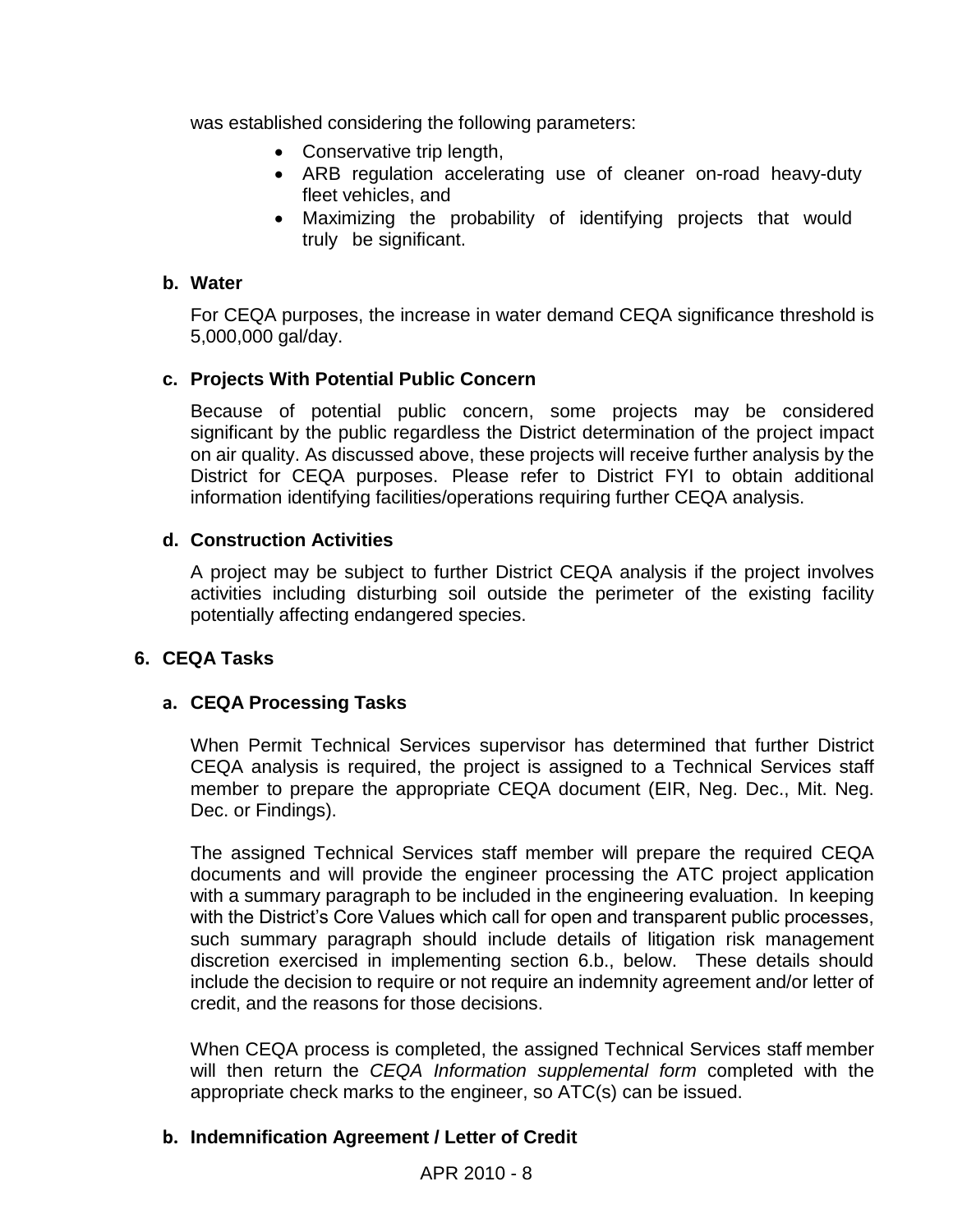was established considering the following parameters:

- Conservative trip length,
- ARB regulation accelerating use of cleaner on-road heavy-duty fleet vehicles, and
- Maximizing the probability of identifying projects that would truly be significant.

**b. Water**

For CEQA purposes, the increase in water demand CEQA significance threshold is 5,000,000 gal/day.

**c. Projects With Potential Public Concern**

Because of potential public concern, some projects may be considered significant by the public regardless the District determination of the project impact on air quality. As discussed above, these projects will receive further analysis by the District for CEQA purposes. Please refer to District FYI to obtain additional information identifying facilities/operations requiring further CEQA analysis.

**d. Construction Activities**

A project may be subject to further District CEQA analysis if the project involves activities including disturbing soil outside the perimeter of the existing facility potentially affecting endangered species.

## 6. CEQA Tasks

**a. CEQA Processing Tasks**

When Permit Technical Services supervisor has determined that further District CEQA analysis is required, the project is assigned to a Technical Services staff member to prepare the appropriate CEQA document (EIR, Neg. Dec., Mit. Neg. Dec. or Findings).

The assigned Technical Services staff member will prepare the required CEQA documents and will provide the engineer processing the ATC project application with a summary paragraph to be included in the engineering evaluation. In keeping with the District's Core Values which call for open and transparent public processes, such summary paragraph should include details of litigation risk management discretion exercised in implementing section 6.b., below. These details should include the decision to require or not require an indemnity agreement and/or letter of credit, and the reasons for those decisions.

When CEQA process is completed, the assigned Technical Services staff member will then return the *CEQA Information supplemental form* completed with the appropriate check marks to the engineer, so ATC(s) can be issued.

**b. Indemnification Agreement / Letter of Credit**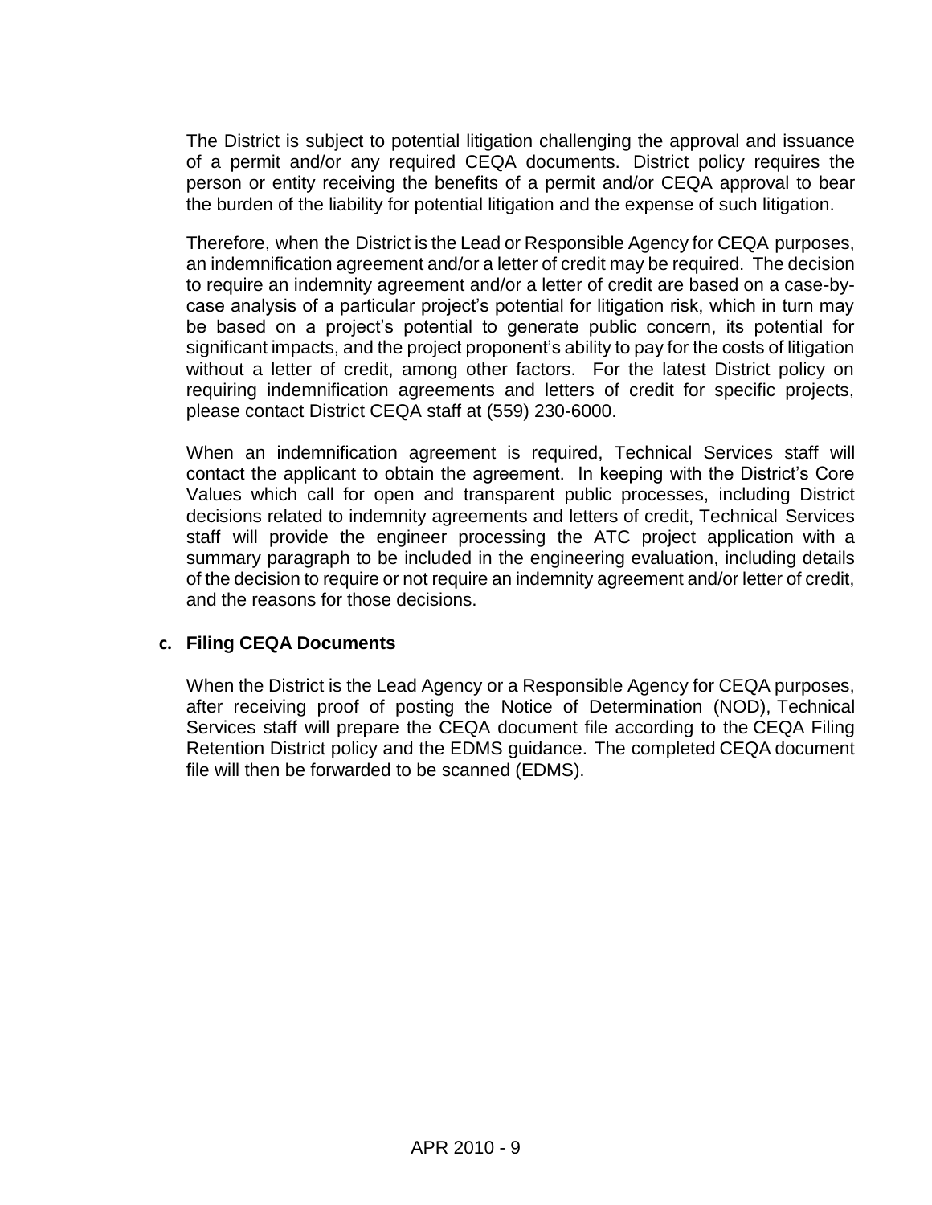The District is subject to potential litigation challenging the approval and issuance of a permit and/or any required CEQA documents. District policy requires the person or entity receiving the benefits of a permit and/or CEQA approval to bear the burden of the liability for potential litigation and the expense of such litigation.

Therefore, when the District is the Lead or Responsible Agency for CEQA purposes, an indemnification agreement and/or a letter of credit may be required. The decision to require an indemnity agreement and/or a letter of credit are based on a case-by-case analysis of a particular project's potential for litigation risk, which in turn may be based on a project's potential to generate public concern, its potential for significant impacts, and the project proponent's ability to pay for the costs of litigation without a letter of credit, among other factors. For the latest District policy on requiring indemnification agreements and letters of credit for specific projects, please contact District CEQA staff at (559) 230-6000.

When an indemnification agreement is required, Technical Services staff will contact the applicant to obtain the agreement. In keeping with the District's Core Values which call for open and transparent public processes, including District decisions related to indemnity agreements and letters of credit, Technical Services staff will provide the engineer processing the ATC project application with a summary paragraph to be included in the engineering evaluation, including details of the decision to require or not require an indemnity agreement and/or letter of credit, and the reasons for those decisions.

### c. Filing CEQA Documents

When the District is the Lead Agency or a Responsible Agency for CEQA purposes, after receiving proof of posting the Notice of Determination (NOD), Technical Services staff will prepare the CEQA document file according to the CEQA Filing Retention District policy and the EDMS guidance. The completed CEQA document file will then be forwarded to be scanned (EDMS).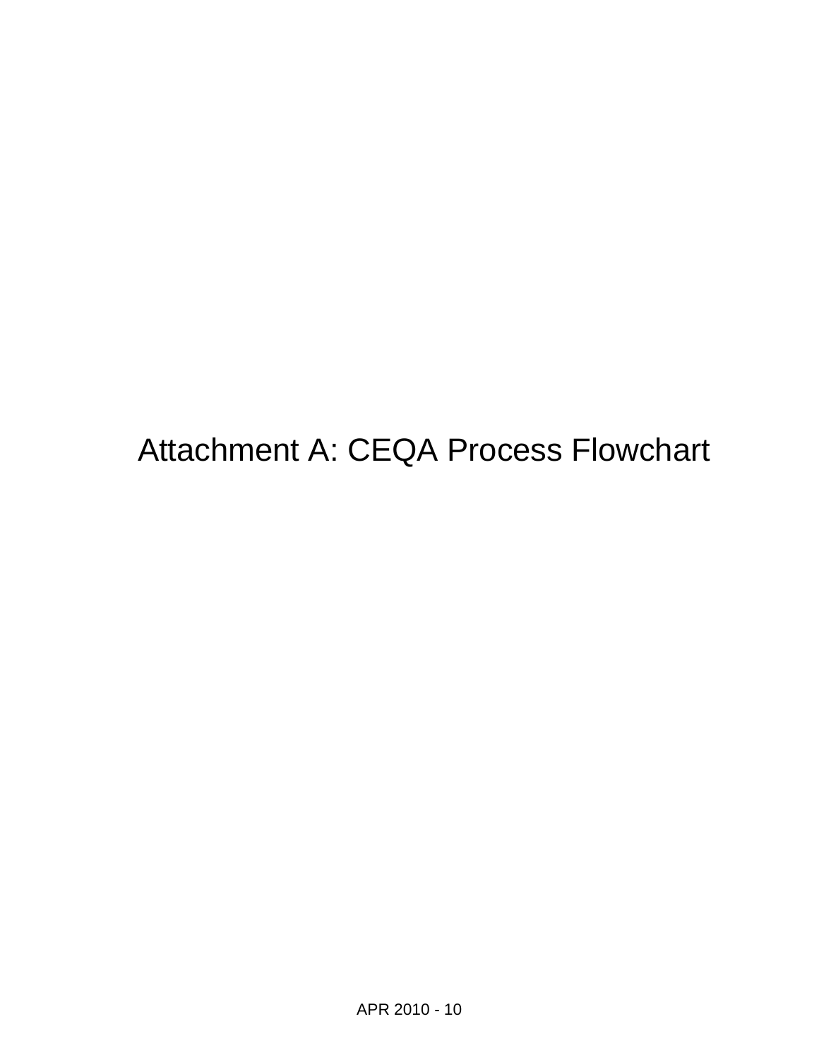# Attachment A: CEQA Process Flowchart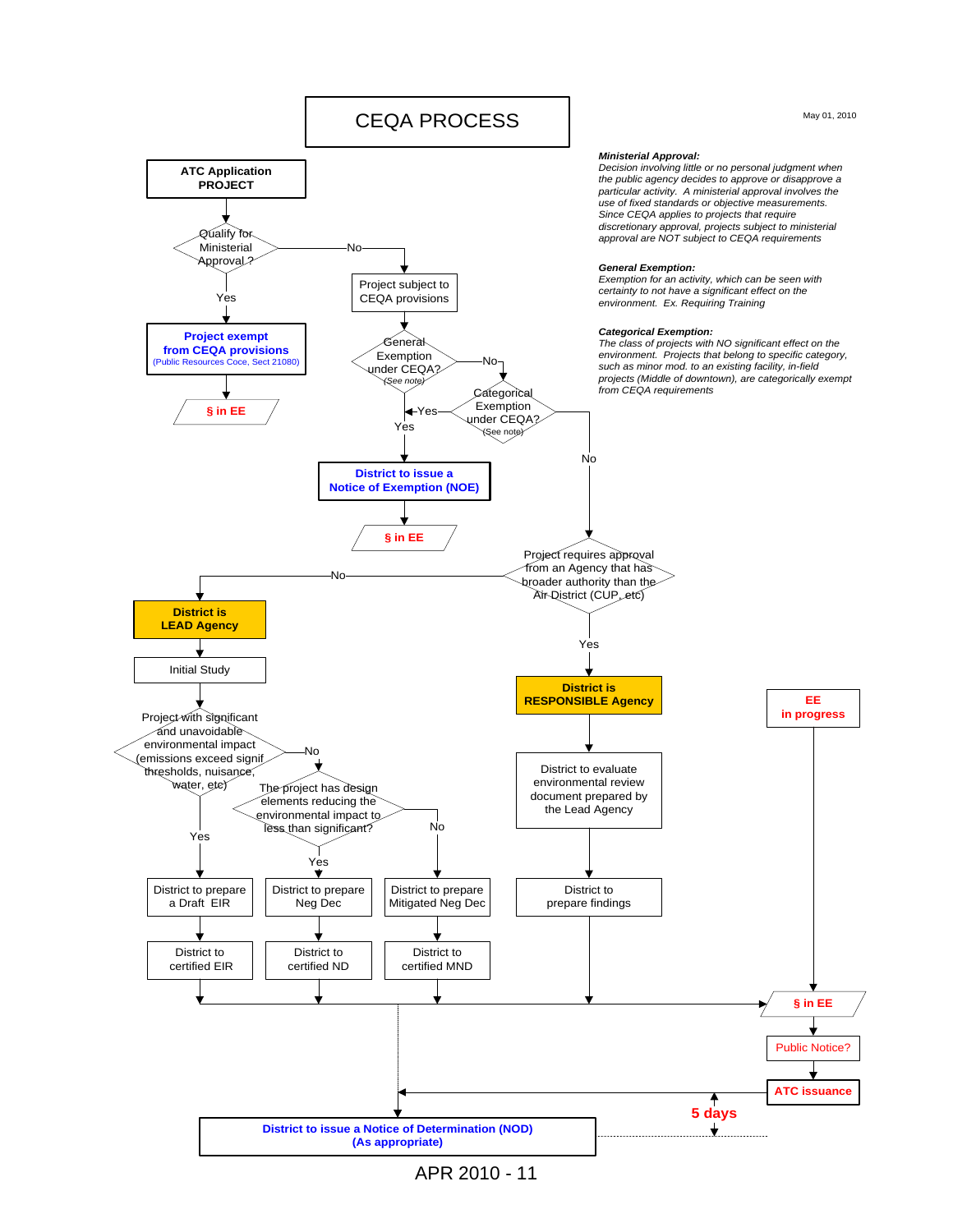# CEQA PROCESS

May 01, 2010

***Ministerial Approval:***
*Decision involving little or no personal judgment when the public agency decides to approve or disapprove a particular activity. A ministerial approval involves the use of fixed standards or objective measurements. Since CEQA applies to projects that require discretionary approval, projects subject to ministerial approval are NOT subject to CEQA requirements*

***General Exemption:***
*Exemption for an activity, which can be seen with certainty to not have a significant effect on the environment. Ex. Requiring Training*

***Categorical Exemption:***
*The class of projects with NO significant effect on the environment. Projects that belong to specific category, such as minor mod. to an existing facility, in-field projects (Middle of downtown), are categorically exempt from CEQA requirements*

**ATC Application PROJECT**

- Qualify for Ministerial Approval?
  - Yes → **Project exempt from CEQA provisions** (Public Resources Coce, Sect 21080) → **§ in EE**
  - No → Project subject to CEQA provisions
    - General Exemption under CEQA? (See note)
      - Yes → **District to issue a Notice of Exemption (NOE)** → **§ in EE**
      - No → Categorical Exemption under CEQA? (See note)
        - Yes → **District to issue a Notice of Exemption (NOE)** → **§ in EE**
        - No → Project requires approval from an Agency that has broader authority than the Air District (CUP, etc)
          - No → **District is LEAD Agency** → Initial Study
            - Project with significant and unavoidable environmental impact (emissions exceed signif thresholds, nuisance, water, etc)
              - Yes → District to prepare a Draft EIR → District to certified EIR
              - No → The project has design elements reducing the environmental impact to less than significant?
                - Yes → District to prepare Neg Dec → District to certified ND
                - No → District to prepare Mitigated Neg Dec → District to certified MND
          - Yes → **District is RESPONSIBLE Agency** → District to evaluate environmental review document prepared by the Lead Agency → District to prepare findings

All of the above (certified EIR, certified ND, certified MND, prepare findings) → **§ in EE**

**EE in progress** → **§ in EE** → Public Notice? → **ATC issuance** → **District to issue a Notice of Determination (NOD) (As appropriate)**

**5 days**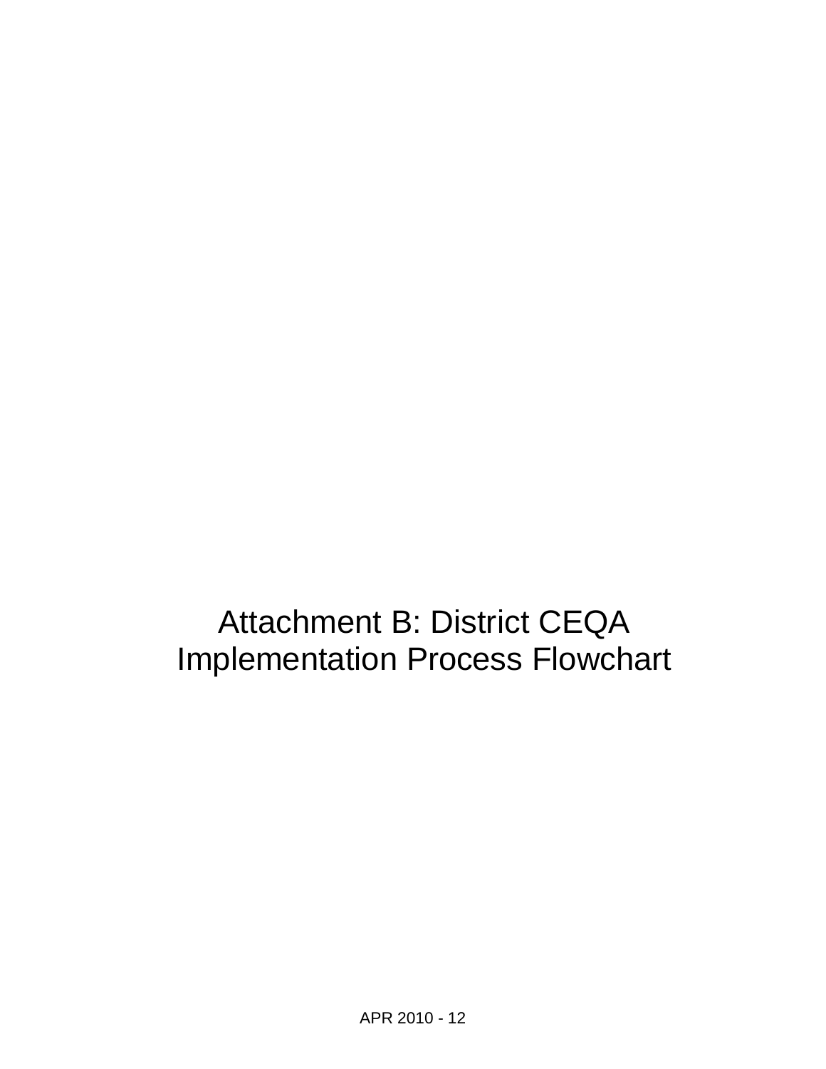# Attachment B: District CEQA Implementation Process Flowchart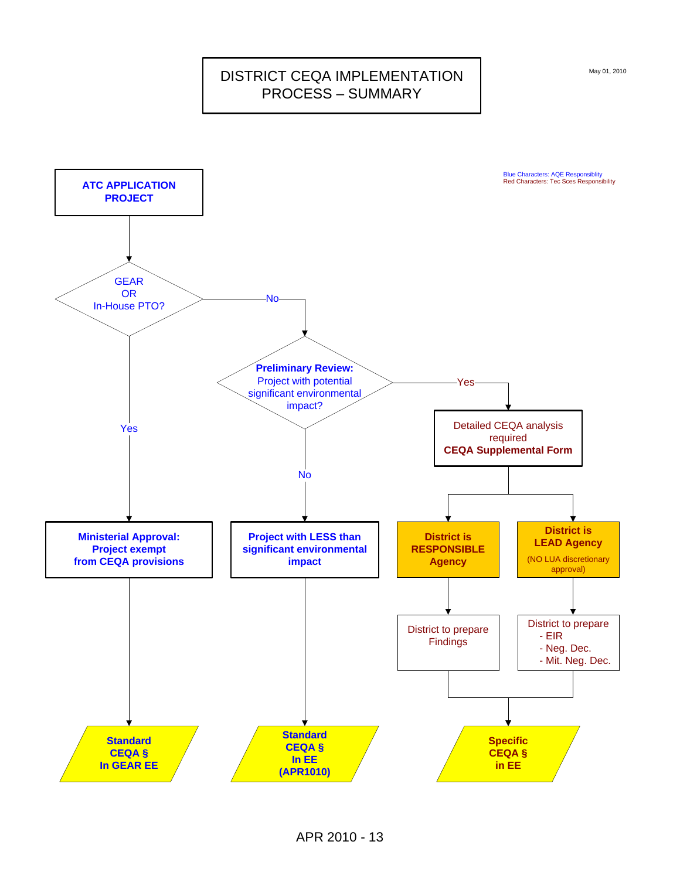# DISTRICT CEQA IMPLEMENTATION PROCESS – SUMMARY

May 01, 2010

Blue Characters: AQE Responsiblity
Red Characters: Tec Sces Responsibility

**ATC APPLICATION PROJECT**

GEAR OR In-House PTO?

Yes

No

**Preliminary Review:** Project with potential significant environmental impact?

Yes

No

**Ministerial Approval: Project exempt from CEQA provisions**

**Project with LESS than significant environmental impact**

Detailed CEQA analysis required **CEQA Supplemental Form**

**District is RESPONSIBLE Agency**

**District is LEAD Agency** (NO LUA discretionary approval)

District to prepare Findings

District to prepare
- EIR
- Neg. Dec.
- Mit. Neg. Dec.

**Standard CEQA § In GEAR EE**

**Standard CEQA § In EE (APR1010)**

**Specific CEQA § in EE**